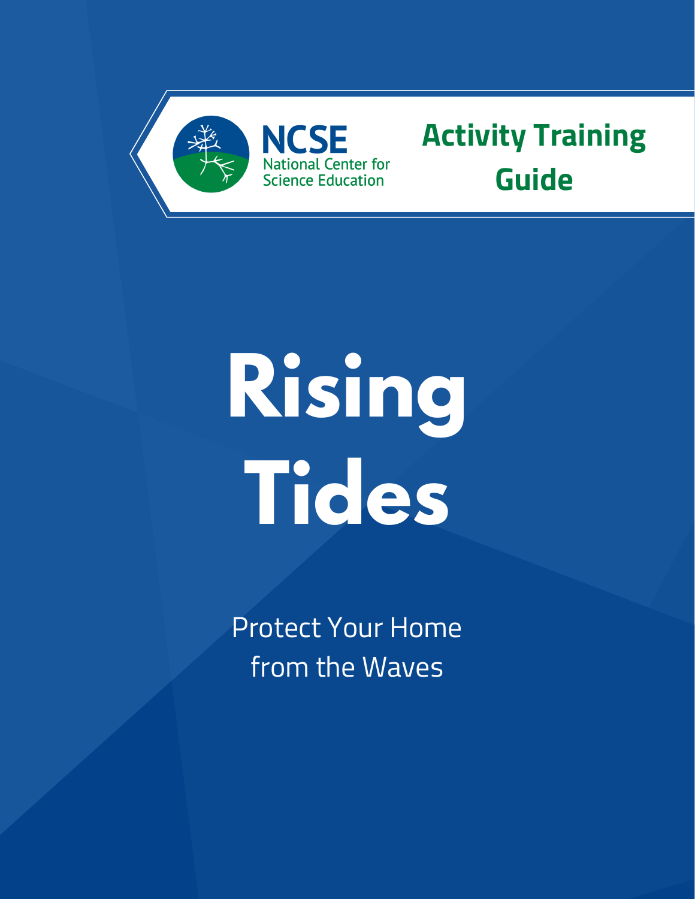NCSE
National Center for
Science Education

**Activity Training Guide**

# Rising Tides

Protect Your Home
from the Waves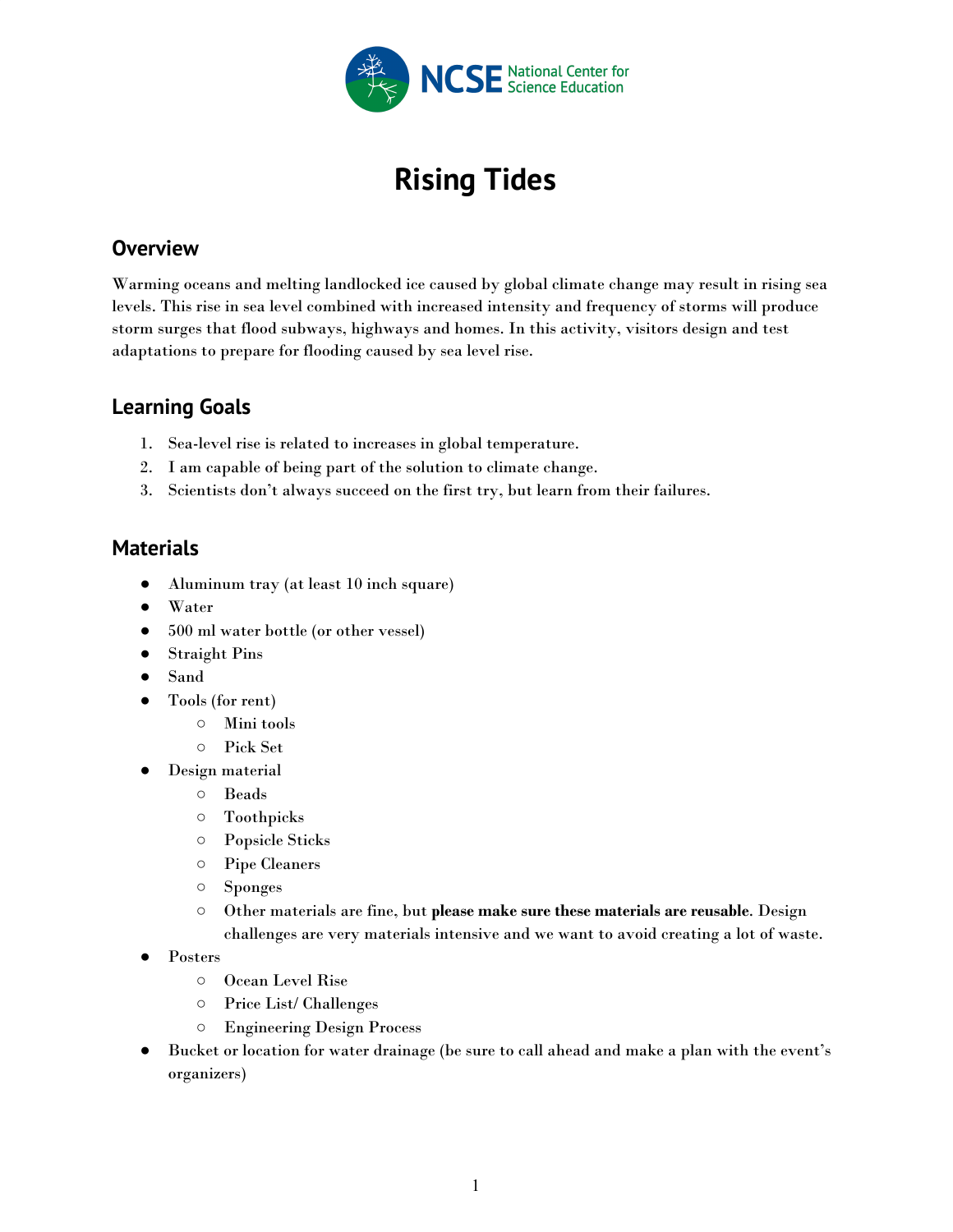# Rising Tides

## Overview

Warming oceans and melting landlocked ice caused by global climate change may result in rising sea levels. This rise in sea level combined with increased intensity and frequency of storms will produce storm surges that flood subways, highways and homes. In this activity, visitors design and test adaptations to prepare for flooding caused by sea level rise.

## Learning Goals

1. Sea-level rise is related to increases in global temperature.
2. I am capable of being part of the solution to climate change.
3. Scientists don't always succeed on the first try, but learn from their failures.

## Materials

- Aluminum tray (at least 10 inch square)
- Water
- 500 ml water bottle (or other vessel)
- Straight Pins
- Sand
- Tools (for rent)
  - Mini tools
  - Pick Set
- Design material
  - Beads
  - Toothpicks
  - Popsicle Sticks
  - Pipe Cleaners
  - Sponges
  - Other materials are fine, but **please make sure these materials are reusable**. Design challenges are very materials intensive and we want to avoid creating a lot of waste.
- Posters
  - Ocean Level Rise
  - Price List/ Challenges
  - Engineering Design Process
- Bucket or location for water drainage (be sure to call ahead and make a plan with the event's organizers)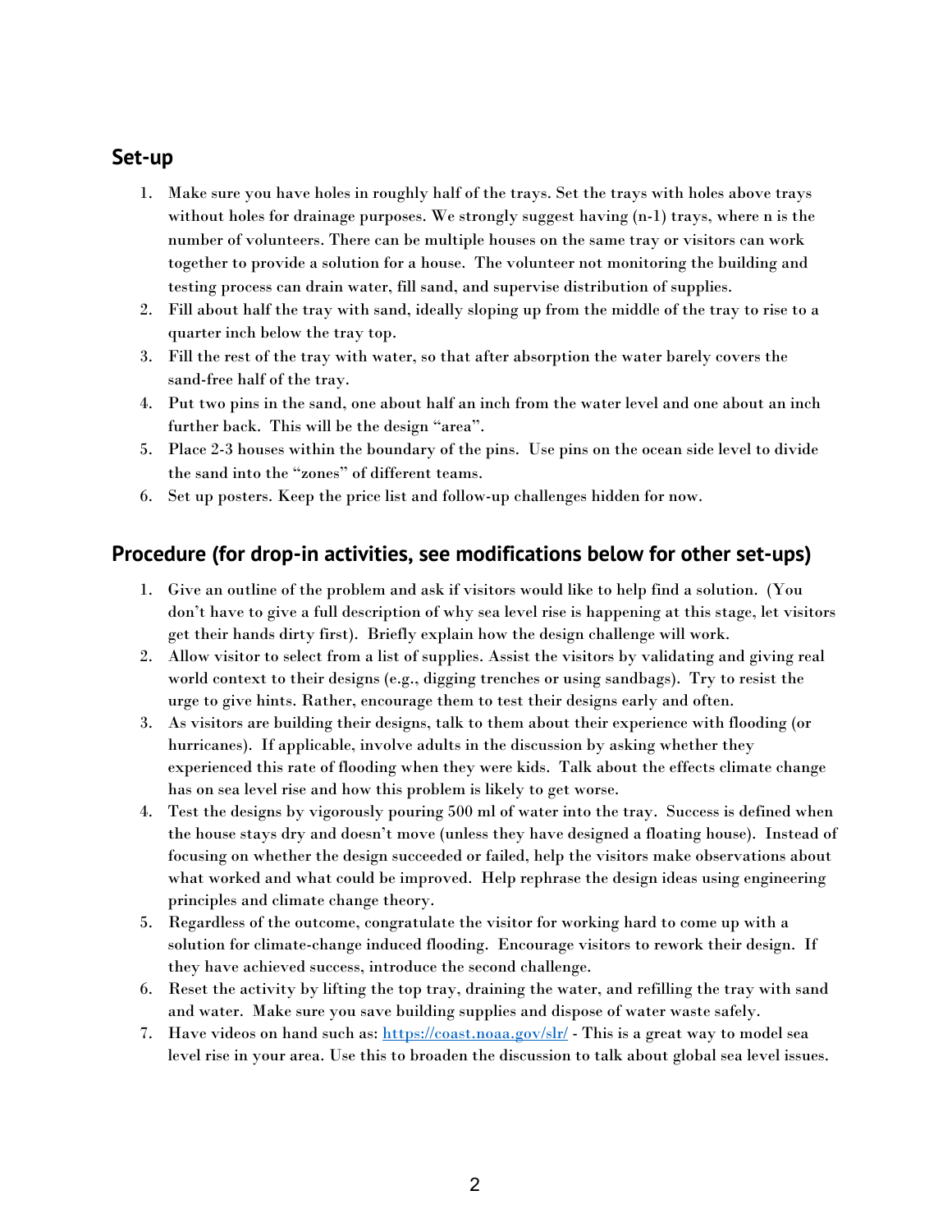## Set-up

1. Make sure you have holes in roughly half of the trays. Set the trays with holes above trays without holes for drainage purposes. We strongly suggest having (n-1) trays, where n is the number of volunteers. There can be multiple houses on the same tray or visitors can work together to provide a solution for a house. The volunteer not monitoring the building and testing process can drain water, fill sand, and supervise distribution of supplies.
2. Fill about half the tray with sand, ideally sloping up from the middle of the tray to rise to a quarter inch below the tray top.
3. Fill the rest of the tray with water, so that after absorption the water barely covers the sand-free half of the tray.
4. Put two pins in the sand, one about half an inch from the water level and one about an inch further back. This will be the design "area".
5. Place 2-3 houses within the boundary of the pins. Use pins on the ocean side level to divide the sand into the "zones" of different teams.
6. Set up posters. Keep the price list and follow-up challenges hidden for now.

## Procedure (for drop-in activities, see modifications below for other set-ups)

1. Give an outline of the problem and ask if visitors would like to help find a solution. (You don't have to give a full description of why sea level rise is happening at this stage, let visitors get their hands dirty first). Briefly explain how the design challenge will work.
2. Allow visitor to select from a list of supplies. Assist the visitors by validating and giving real world context to their designs (e.g., digging trenches or using sandbags). Try to resist the urge to give hints. Rather, encourage them to test their designs early and often.
3. As visitors are building their designs, talk to them about their experience with flooding (or hurricanes). If applicable, involve adults in the discussion by asking whether they experienced this rate of flooding when they were kids. Talk about the effects climate change has on sea level rise and how this problem is likely to get worse.
4. Test the designs by vigorously pouring 500 ml of water into the tray. Success is defined when the house stays dry and doesn't move (unless they have designed a floating house). Instead of focusing on whether the design succeeded or failed, help the visitors make observations about what worked and what could be improved. Help rephrase the design ideas using engineering principles and climate change theory.
5. Regardless of the outcome, congratulate the visitor for working hard to come up with a solution for climate-change induced flooding. Encourage visitors to rework their design. If they have achieved success, introduce the second challenge.
6. Reset the activity by lifting the top tray, draining the water, and refilling the tray with sand and water. Make sure you save building supplies and dispose of water waste safely.
7. Have videos on hand such as: [https://coast.noaa.gov/slr/](https://coast.noaa.gov/slr/) - This is a great way to model sea level rise in your area. Use this to broaden the discussion to talk about global sea level issues.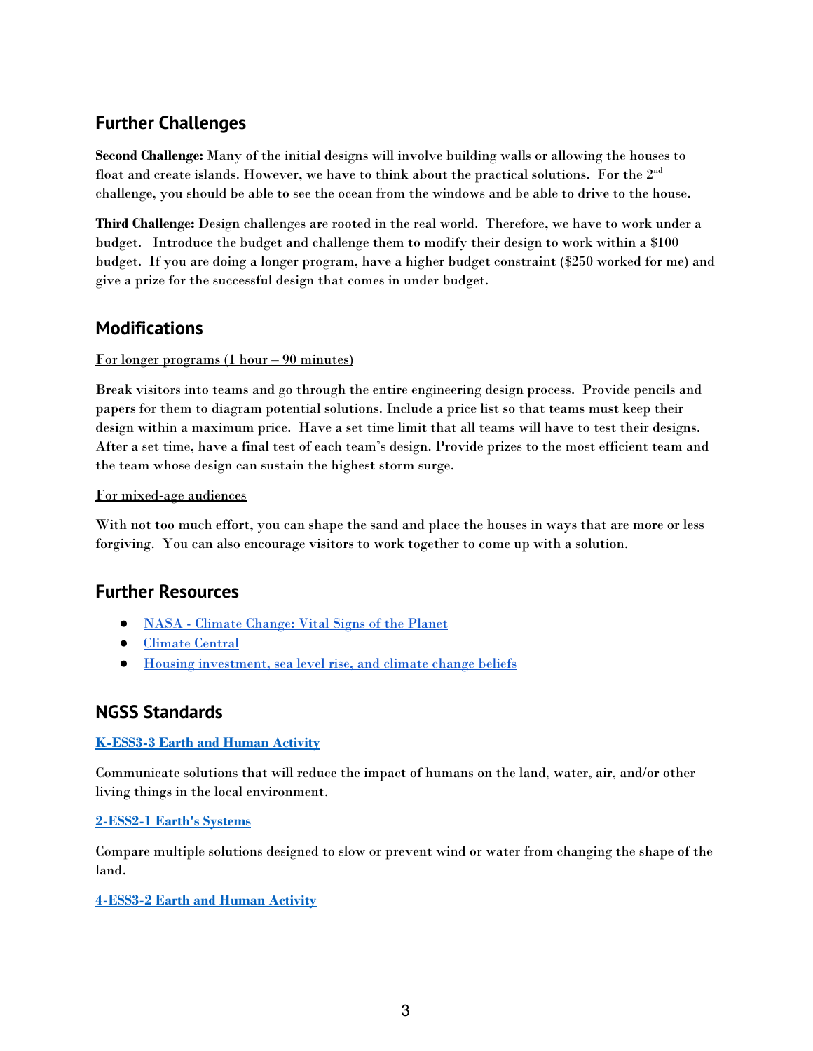## Further Challenges

**Second Challenge:** Many of the initial designs will involve building walls or allowing the houses to float and create islands. However, we have to think about the practical solutions. For the 2nd challenge, you should be able to see the ocean from the windows and be able to drive to the house.

**Third Challenge:** Design challenges are rooted in the real world. Therefore, we have to work under a budget. Introduce the budget and challenge them to modify their design to work within a $100 budget. If you are doing a longer program, have a higher budget constraint ($250 worked for me) and give a prize for the successful design that comes in under budget.

## Modifications

For longer programs (1 hour – 90 minutes)

Break visitors into teams and go through the entire engineering design process. Provide pencils and papers for them to diagram potential solutions. Include a price list so that teams must keep their design within a maximum price. Have a set time limit that all teams will have to test their designs. After a set time, have a final test of each team's design. Provide prizes to the most efficient team and the team whose design can sustain the highest storm surge.

For mixed-age audiences

With not too much effort, you can shape the sand and place the houses in ways that are more or less forgiving. You can also encourage visitors to work together to come up with a solution.

## Further Resources

- NASA - Climate Change: Vital Signs of the Planet
- Climate Central
- Housing investment, sea level rise, and climate change beliefs

## NGSS Standards

**K-ESS3-3 Earth and Human Activity**

Communicate solutions that will reduce the impact of humans on the land, water, air, and/or other living things in the local environment.

**2-ESS2-1 Earth's Systems**

Compare multiple solutions designed to slow or prevent wind or water from changing the shape of the land.

**4-ESS3-2 Earth and Human Activity**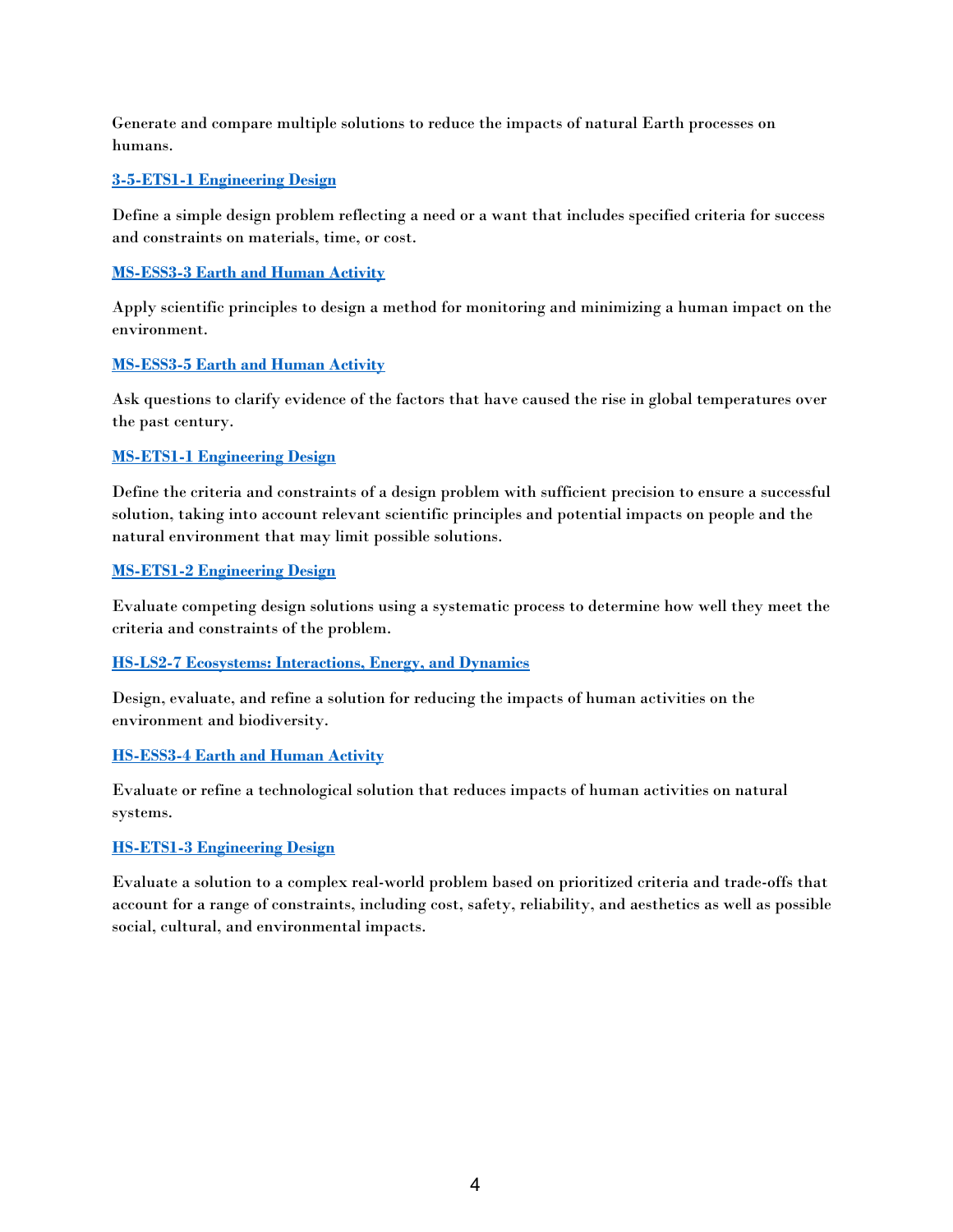Generate and compare multiple solutions to reduce the impacts of natural Earth processes on humans.

**3-5-ETS1-1 Engineering Design**

Define a simple design problem reflecting a need or a want that includes specified criteria for success and constraints on materials, time, or cost.

**MS-ESS3-3 Earth and Human Activity**

Apply scientific principles to design a method for monitoring and minimizing a human impact on the environment.

**MS-ESS3-5 Earth and Human Activity**

Ask questions to clarify evidence of the factors that have caused the rise in global temperatures over the past century.

**MS-ETS1-1 Engineering Design**

Define the criteria and constraints of a design problem with sufficient precision to ensure a successful solution, taking into account relevant scientific principles and potential impacts on people and the natural environment that may limit possible solutions.

**MS-ETS1-2 Engineering Design**

Evaluate competing design solutions using a systematic process to determine how well they meet the criteria and constraints of the problem.

**HS-LS2-7 Ecosystems: Interactions, Energy, and Dynamics**

Design, evaluate, and refine a solution for reducing the impacts of human activities on the environment and biodiversity.

**HS-ESS3-4 Earth and Human Activity**

Evaluate or refine a technological solution that reduces impacts of human activities on natural systems.

**HS-ETS1-3 Engineering Design**

Evaluate a solution to a complex real-world problem based on prioritized criteria and trade-offs that account for a range of constraints, including cost, safety, reliability, and aesthetics as well as possible social, cultural, and environmental impacts.